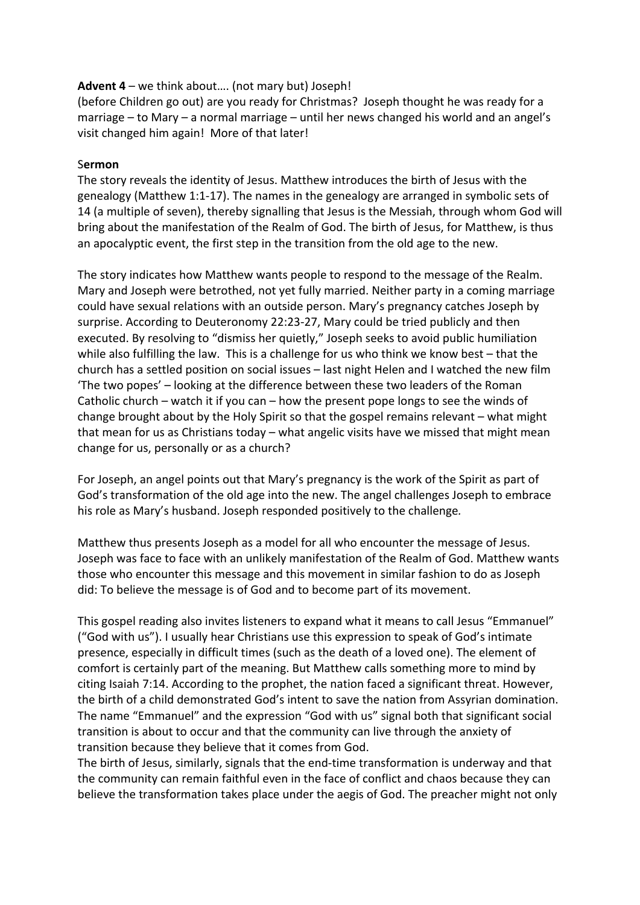**Advent 4** – we think about…. (not mary but) Joseph!
(before Children go out) are you ready for Christmas? Joseph thought he was ready for a marriage – to Mary – a normal marriage – until her news changed his world and an angel's visit changed him again! More of that later!

S**ermon**

The story reveals the identity of Jesus. Matthew introduces the birth of Jesus with the genealogy (Matthew 1:1-17). The names in the genealogy are arranged in symbolic sets of 14 (a multiple of seven), thereby signalling that Jesus is the Messiah, through whom God will bring about the manifestation of the Realm of God. The birth of Jesus, for Matthew, is thus an apocalyptic event, the first step in the transition from the old age to the new.

The story indicates how Matthew wants people to respond to the message of the Realm. Mary and Joseph were betrothed, not yet fully married. Neither party in a coming marriage could have sexual relations with an outside person. Mary's pregnancy catches Joseph by surprise. According to Deuteronomy 22:23-27, Mary could be tried publicly and then executed. By resolving to "dismiss her quietly," Joseph seeks to avoid public humiliation while also fulfilling the law. This is a challenge for us who think we know best – that the church has a settled position on social issues – last night Helen and I watched the new film 'The two popes' – looking at the difference between these two leaders of the Roman Catholic church – watch it if you can – how the present pope longs to see the winds of change brought about by the Holy Spirit so that the gospel remains relevant – what might that mean for us as Christians today – what angelic visits have we missed that might mean change for us, personally or as a church?

For Joseph, an angel points out that Mary's pregnancy is the work of the Spirit as part of God's transformation of the old age into the new. The angel challenges Joseph to embrace his role as Mary's husband. Joseph responded positively to the challenge.

Matthew thus presents Joseph as a model for all who encounter the message of Jesus. Joseph was face to face with an unlikely manifestation of the Realm of God. Matthew wants those who encounter this message and this movement in similar fashion to do as Joseph did: To believe the message is of God and to become part of its movement.

This gospel reading also invites listeners to expand what it means to call Jesus "Emmanuel" ("God with us"). I usually hear Christians use this expression to speak of God's intimate presence, especially in difficult times (such as the death of a loved one). The element of comfort is certainly part of the meaning. But Matthew calls something more to mind by citing Isaiah 7:14. According to the prophet, the nation faced a significant threat. However, the birth of a child demonstrated God's intent to save the nation from Assyrian domination. The name "Emmanuel" and the expression "God with us" signal both that significant social transition is about to occur and that the community can live through the anxiety of transition because they believe that it comes from God.
The birth of Jesus, similarly, signals that the end-time transformation is underway and that the community can remain faithful even in the face of conflict and chaos because they can believe the transformation takes place under the aegis of God. The preacher might not only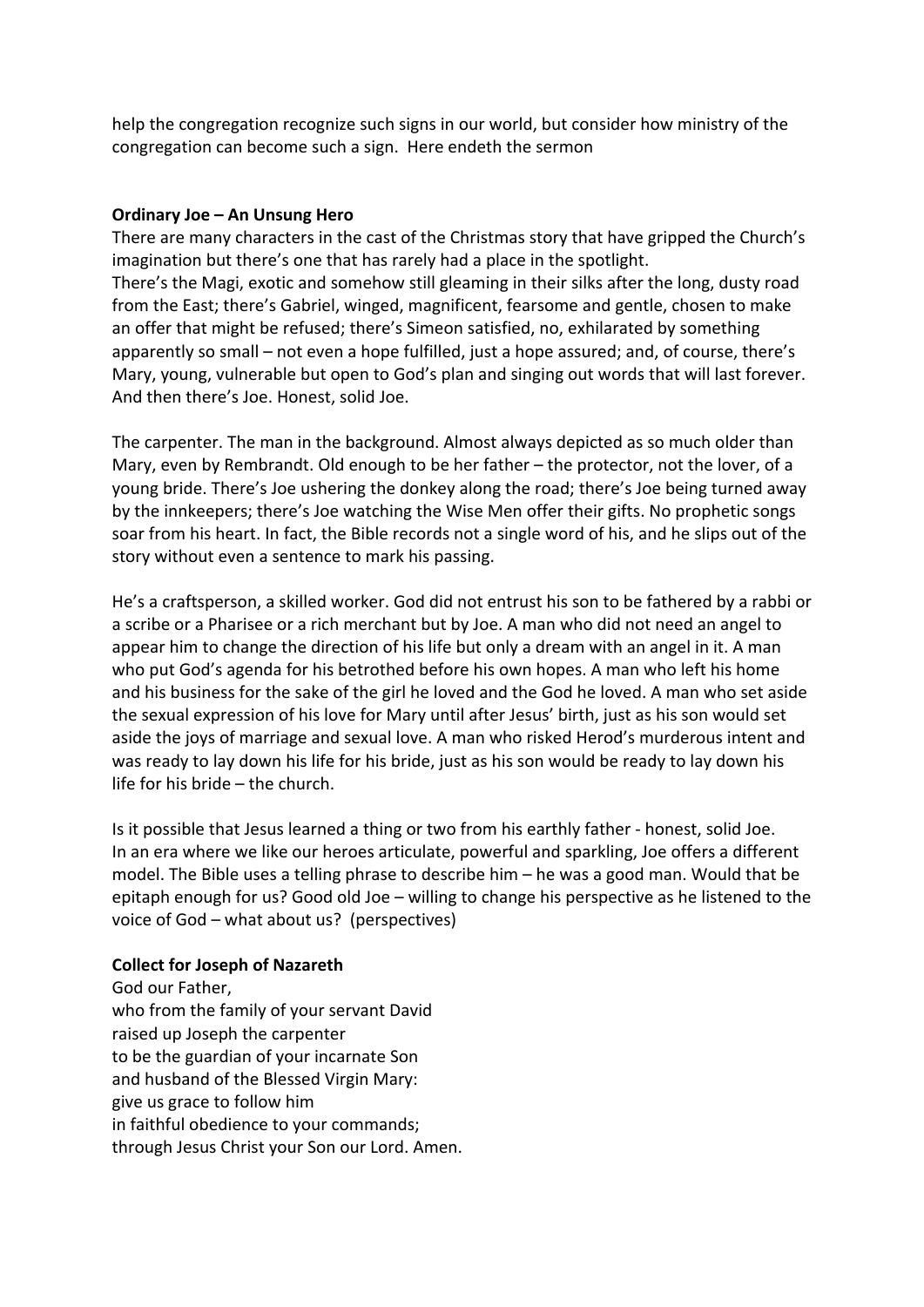help the congregation recognize such signs in our world, but consider how ministry of the congregation can become such a sign. Here endeth the sermon

**Ordinary Joe – An Unsung Hero**

There are many characters in the cast of the Christmas story that have gripped the Church's imagination but there's one that has rarely had a place in the spotlight.
There's the Magi, exotic and somehow still gleaming in their silks after the long, dusty road from the East; there's Gabriel, winged, magnificent, fearsome and gentle, chosen to make an offer that might be refused; there's Simeon satisfied, no, exhilarated by something apparently so small – not even a hope fulfilled, just a hope assured; and, of course, there's Mary, young, vulnerable but open to God's plan and singing out words that will last forever. And then there's Joe. Honest, solid Joe.

The carpenter. The man in the background. Almost always depicted as so much older than Mary, even by Rembrandt. Old enough to be her father – the protector, not the lover, of a young bride. There's Joe ushering the donkey along the road; there's Joe being turned away by the innkeepers; there's Joe watching the Wise Men offer their gifts. No prophetic songs soar from his heart. In fact, the Bible records not a single word of his, and he slips out of the story without even a sentence to mark his passing.

He's a craftsperson, a skilled worker. God did not entrust his son to be fathered by a rabbi or a scribe or a Pharisee or a rich merchant but by Joe. A man who did not need an angel to appear him to change the direction of his life but only a dream with an angel in it. A man who put God's agenda for his betrothed before his own hopes. A man who left his home and his business for the sake of the girl he loved and the God he loved. A man who set aside the sexual expression of his love for Mary until after Jesus' birth, just as his son would set aside the joys of marriage and sexual love. A man who risked Herod's murderous intent and was ready to lay down his life for his bride, just as his son would be ready to lay down his life for his bride – the church.

Is it possible that Jesus learned a thing or two from his earthly father - honest, solid Joe.
In an era where we like our heroes articulate, powerful and sparkling, Joe offers a different model. The Bible uses a telling phrase to describe him – he was a good man. Would that be epitaph enough for us? Good old Joe – willing to change his perspective as he listened to the voice of God – what about us? (perspectives)

**Collect for Joseph of Nazareth**

God our Father,
who from the family of your servant David
raised up Joseph the carpenter
to be the guardian of your incarnate Son
and husband of the Blessed Virgin Mary:
give us grace to follow him
in faithful obedience to your commands;
through Jesus Christ your Son our Lord. Amen.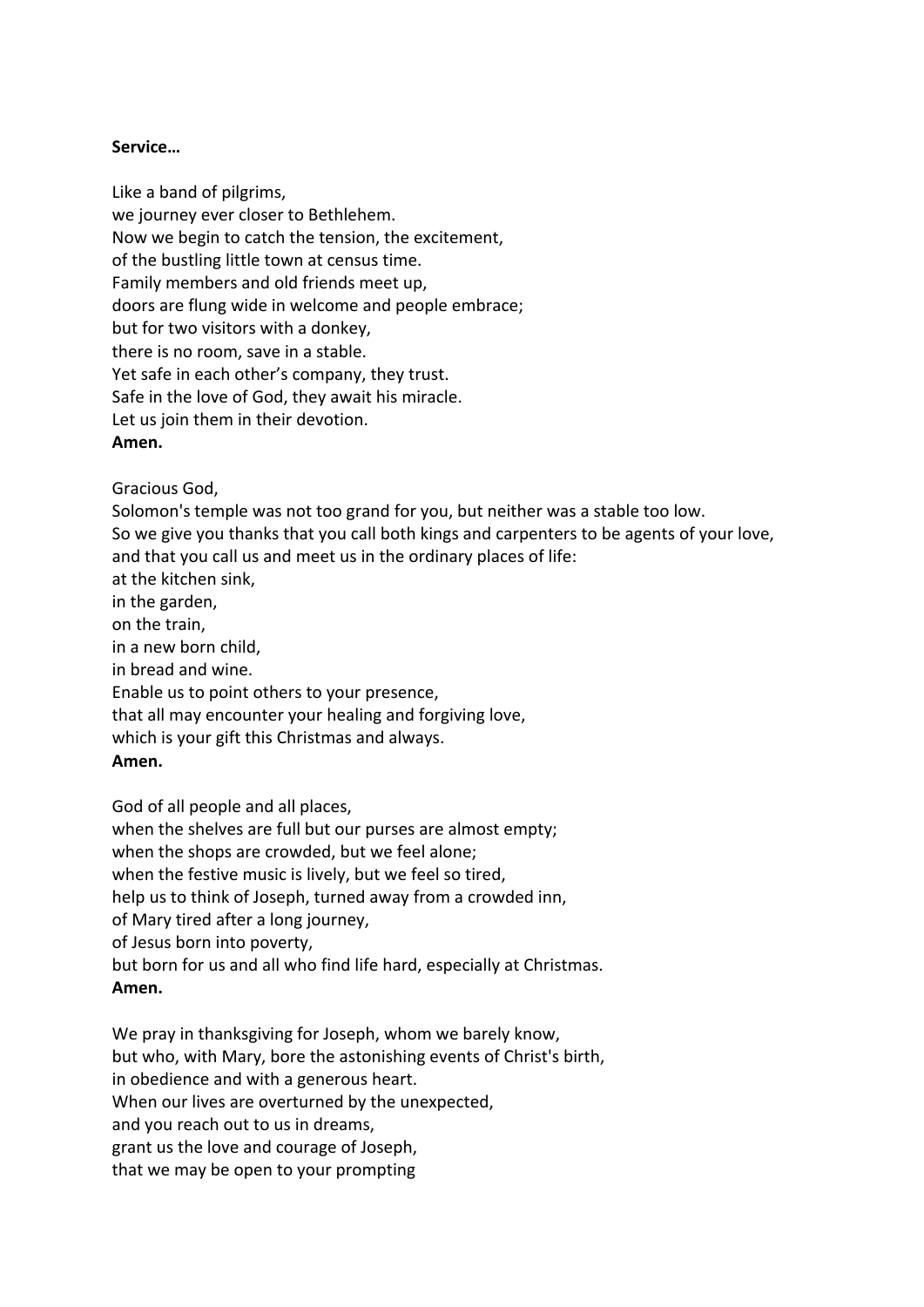**Service…**

Like a band of pilgrims,  
we journey ever closer to Bethlehem.  
Now we begin to catch the tension, the excitement,  
of the bustling little town at census time.  
Family members and old friends meet up,  
doors are flung wide in welcome and people embrace;  
but for two visitors with a donkey,  
there is no room, save in a stable.  
Yet safe in each other's company, they trust.  
Safe in the love of God, they await his miracle.  
Let us join them in their devotion.  
**Amen.**

Gracious God,  
Solomon's temple was not too grand for you, but neither was a stable too low.  
So we give you thanks that you call both kings and carpenters to be agents of your love,  
and that you call us and meet us in the ordinary places of life:  
at the kitchen sink,  
in the garden,  
on the train,  
in a new born child,  
in bread and wine.  
Enable us to point others to your presence,  
that all may encounter your healing and forgiving love,  
which is your gift this Christmas and always.  
**Amen.**

God of all people and all places,  
when the shelves are full but our purses are almost empty;  
when the shops are crowded, but we feel alone;  
when the festive music is lively, but we feel so tired,  
help us to think of Joseph, turned away from a crowded inn,  
of Mary tired after a long journey,  
of Jesus born into poverty,  
but born for us and all who find life hard, especially at Christmas.  
**Amen.**

We pray in thanksgiving for Joseph, whom we barely know,  
but who, with Mary, bore the astonishing events of Christ's birth,  
in obedience and with a generous heart.  
When our lives are overturned by the unexpected,  
and you reach out to us in dreams,  
grant us the love and courage of Joseph,  
that we may be open to your prompting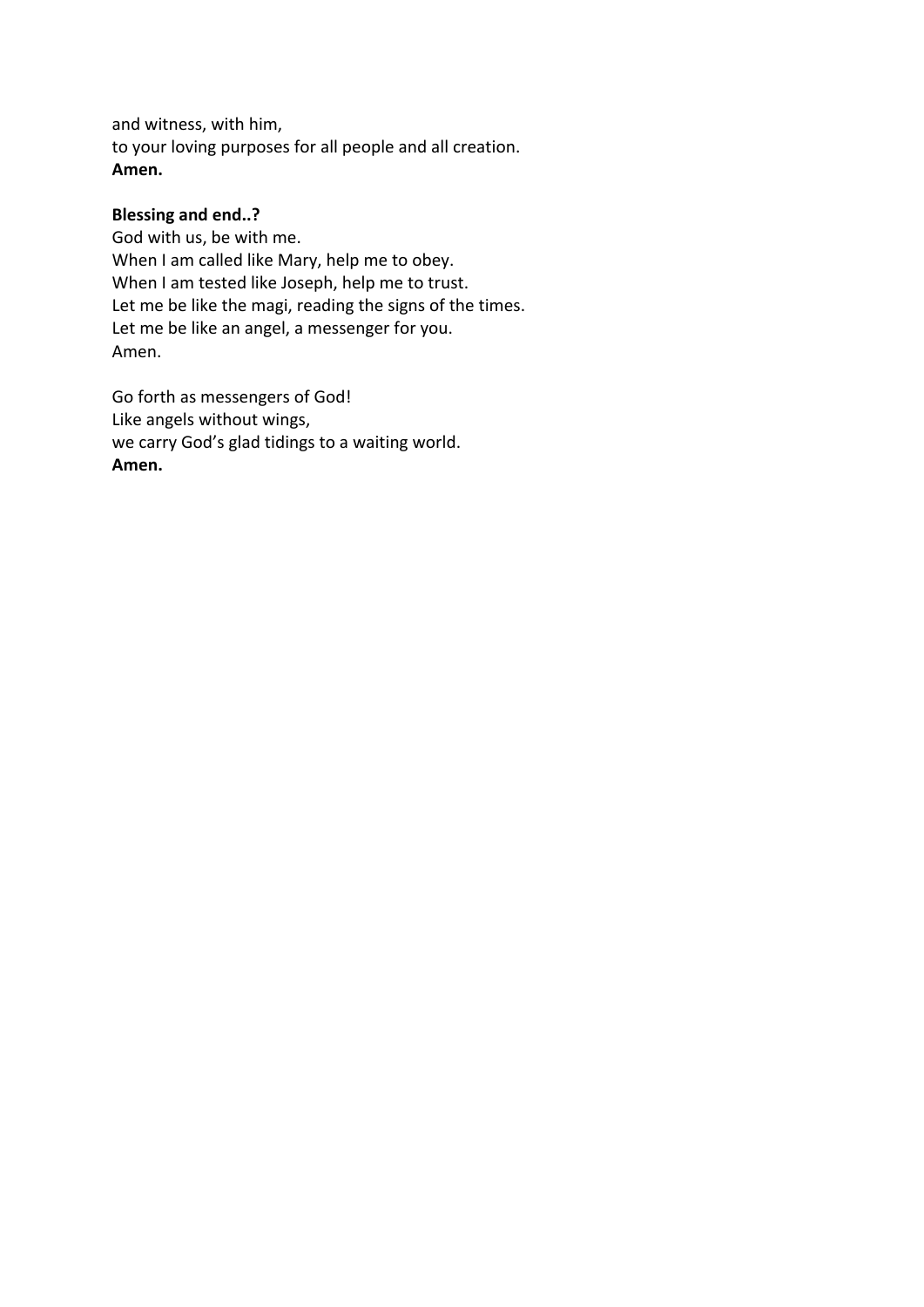and witness, with him,  
to your loving purposes for all people and all creation.  
**Amen.**

**Blessing and end..?**

God with us, be with me.  
When I am called like Mary, help me to obey.  
When I am tested like Joseph, help me to trust.  
Let me be like the magi, reading the signs of the times.  
Let me be like an angel, a messenger for you.  
Amen.

Go forth as messengers of God!  
Like angels without wings,  
we carry God's glad tidings to a waiting world.  
**Amen.**